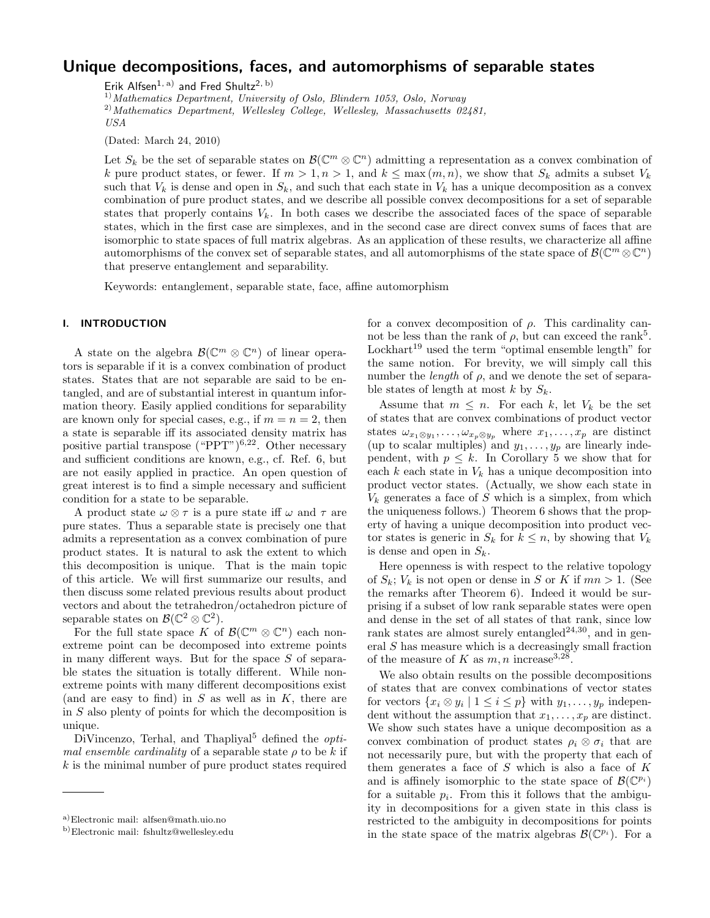# Unique decompositions, faces, and automorphisms of separable states

Erik Alfsen[1, a)] and Fred Shultz[2, b)]

[1)] *Mathematics Department, University of Oslo, Blindern 1053, Oslo, Norway*

[2)] *Mathematics Department, Wellesley College, Wellesley, Massachusetts 02481, USA*

(Dated: March 24, 2010)

Let $S_k$ be the set of separable states on $\mathcal{B}(\mathbb{C}^m \otimes \mathbb{C}^n)$ admitting a representation as a convex combination of $k$ pure product states, or fewer. If $m > 1, n > 1$, and $k \le \max(m, n)$, we show that $S_k$ admits a subset $V_k$ such that $V_k$ is dense and open in $S_k$, and such that each state in $V_k$ has a unique decomposition as a convex combination of pure product states, and we describe all possible convex decompositions for a set of separable states that properly contains $V_k$. In both cases we describe the associated faces of the space of separable states, which in the first case are simplexes, and in the second case are direct convex sums of faces that are isomorphic to state spaces of full matrix algebras. As an application of these results, we characterize all affine automorphisms of the convex set of separable states, and all automorphisms of the state space of $\mathcal{B}(\mathbb{C}^m \otimes \mathbb{C}^n)$ that preserve entanglement and separability.

Keywords: entanglement, separable state, face, affine automorphism

## I. INTRODUCTION

A state on the algebra $\mathcal{B}(\mathbb{C}^m \otimes \mathbb{C}^n)$ of linear operators is separable if it is a convex combination of product states. States that are not separable are said to be entangled, and are of substantial interest in quantum information theory. Easily applied conditions for separability are known only for special cases, e.g., if $m = n = 2$, then a state is separable iff its associated density matrix has positive partial transpose ("PPT")[6,22]. Other necessary and sufficient conditions are known, e.g., cf. Ref. 6, but are not easily applied in practice. An open question of great interest is to find a simple necessary and sufficient condition for a state to be separable.

A product state $\omega \otimes \tau$ is a pure state iff $\omega$ and $\tau$ are pure states. Thus a separable state is precisely one that admits a representation as a convex combination of pure product states. It is natural to ask the extent to which this decomposition is unique. That is the main topic of this article. We will first summarize our results, and then discuss some related previous results about product vectors and about the tetrahedron/octahedron picture of separable states on $\mathcal{B}(\mathbb{C}^2 \otimes \mathbb{C}^2)$.

For the full state space $K$ of $\mathcal{B}(\mathbb{C}^m \otimes \mathbb{C}^n)$ each non-extreme point can be decomposed into extreme points in many different ways. But for the space $S$ of separable states the situation is totally different. While non-extreme points with many different decompositions exist (and are easy to find) in $S$ as well as in $K$, there are in $S$ also plenty of points for which the decomposition is unique.

DiVincenzo, Terhal, and Thapliyal[5] defined the *optimal ensemble cardinality* of a separable state $\rho$ to be $k$ if $k$ is the minimal number of pure product states required for a convex decomposition of $\rho$. This cardinality cannot be less than the rank of $\rho$, but can exceed the rank[5]. Lockhart[19] used the term "optimal ensemble length" for the same notion. For brevity, we will simply call this number the *length* of $\rho$, and we denote the set of separable states of length at most $k$ by $S_k$.

Assume that $m \le n$. For each $k$, let $V_k$ be the set of states that are convex combinations of product vector states $\omega_{x_1 \otimes y_1}, \ldots, \omega_{x_p \otimes y_p}$ where $x_1, \ldots, x_p$ are distinct (up to scalar multiples) and $y_1, \ldots, y_p$ are linearly independent, with $p \le k$. In Corollary 5 we show that for each $k$ each state in $V_k$ has a unique decomposition into product vector states. (Actually, we show each state in $V_k$ generates a face of $S$ which is a simplex, from which the uniqueness follows.) Theorem 6 shows that the property of having a unique decomposition into product vector states is generic in $S_k$ for $k \le n$, by showing that $V_k$ is dense and open in $S_k$.

Here openness is with respect to the relative topology of $S_k$; $V_k$ is not open or dense in $S$ or $K$ if $mn > 1$. (See the remarks after Theorem 6). Indeed it would be surprising if a subset of low rank separable states were open and dense in the set of all states of that rank, since low rank states are almost surely entangled[24,30], and in general $S$ has measure which is a decreasingly small fraction of the measure of $K$ as $m, n$ increase[3,28].

We also obtain results on the possible decompositions of states that are convex combinations of vector states for vectors $\{x_i \otimes y_i \mid 1 \le i \le p\}$ with $y_1, \ldots, y_p$ independent without the assumption that $x_1, \ldots, x_p$ are distinct. We show such states have a unique decomposition as a convex combination of product states $\rho_i \otimes \sigma_i$ that are not necessarily pure, but with the property that each of them generates a face of $S$ which is also a face of $K$ and is affinely isomorphic to the state space of $\mathcal{B}(\mathbb{C}^{p_i})$ for a suitable $p_i$. From this it follows that the ambiguity in decompositions for a given state in this class is restricted to the ambiguity in decompositions for points in the state space of the matrix algebras $\mathcal{B}(\mathbb{C}^{p_i})$. For a

[a)] Electronic mail: alfsen@math.uio.no

[b)] Electronic mail: fshultz@wellesley.edu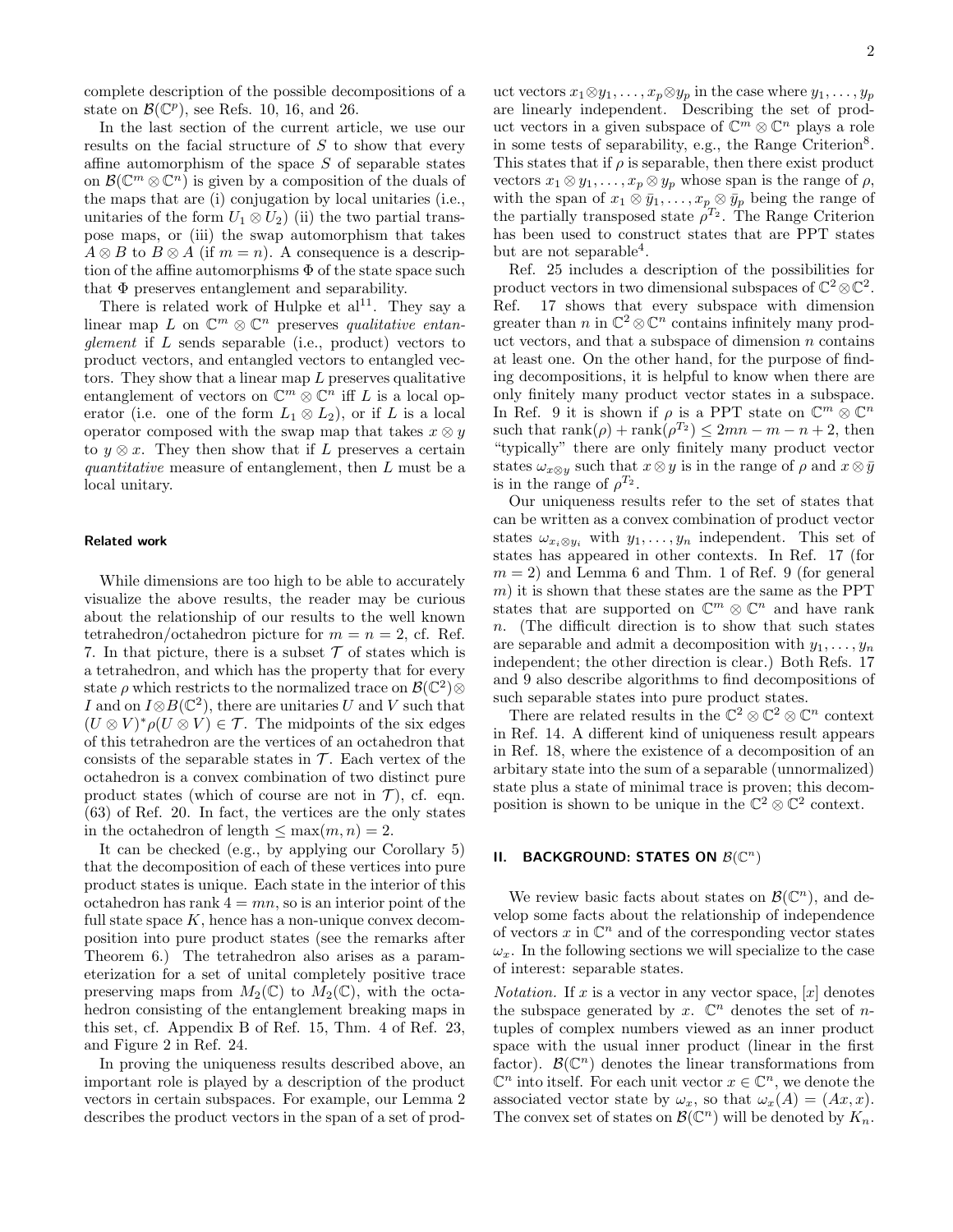complete description of the possible decompositions of a state on $\mathcal{B}(\mathbb{C}^p)$, see Refs. 10, 16, and 26.

In the last section of the current article, we use our results on the facial structure of $S$ to show that every affine automorphism of the space $S$ of separable states on $\mathcal{B}(\mathbb{C}^m \otimes \mathbb{C}^n)$ is given by a composition of the duals of the maps that are (i) conjugation by local unitaries (i.e., unitaries of the form $U_1 \otimes U_2$) (ii) the two partial transpose maps, or (iii) the swap automorphism that takes $A \otimes B$ to $B \otimes A$ (if $m = n$). A consequence is a description of the affine automorphisms $\Phi$ of the state space such that $\Phi$ preserves entanglement and separability.

There is related work of Hulpke et al[11]. They say a linear map $L$ on $\mathbb{C}^m \otimes \mathbb{C}^n$ preserves *qualitative entanglement* if $L$ sends separable (i.e., product) vectors to product vectors, and entangled vectors to entangled vectors. They show that a linear map $L$ preserves qualitative entanglement of vectors on $\mathbb{C}^m \otimes \mathbb{C}^n$ iff $L$ is a local operator (i.e. one of the form $L_1 \otimes L_2$), or if $L$ is a local operator composed with the swap map that takes $x \otimes y$ to $y \otimes x$. They then show that if $L$ preserves a certain *quantitative* measure of entanglement, then $L$ must be a local unitary.

#### Related work

While dimensions are too high to be able to accurately visualize the above results, the reader may be curious about the relationship of our results to the well known tetrahedron/octahedron picture for $m = n = 2$, cf. Ref. 7. In that picture, there is a subset $\mathcal{T}$ of states which is a tetrahedron, and which has the property that for every state $\rho$ which restricts to the normalized trace on $\mathcal{B}(\mathbb{C}^2) \otimes I$ and on $I \otimes \mathcal{B}(\mathbb{C}^2)$, there are unitaries $U$ and $V$ such that $(U \otimes V)^* \rho (U \otimes V) \in \mathcal{T}$. The midpoints of the six edges of this tetrahedron are the vertices of an octahedron that consists of the separable states in $\mathcal{T}$. Each vertex of the octahedron is a convex combination of two distinct pure product states (which of course are not in $\mathcal{T}$), cf. eqn. (63) of Ref. 20. In fact, the vertices are the only states in the octahedron of length $\leq \max(m, n) = 2$.

It can be checked (e.g., by applying our Corollary 5) that the decomposition of each of these vertices into pure product states is unique. Each state in the interior of this octahedron has rank $4 = mn$, so is an interior point of the full state space $K$, hence has a non-unique convex decomposition into pure product states (see the remarks after Theorem 6.) The tetrahedron also arises as a parameterization for a set of unital completely positive trace preserving maps from $M_2(\mathbb{C})$ to $M_2(\mathbb{C})$, with the octahedron consisting of the entanglement breaking maps in this set, cf. Appendix B of Ref. 15, Thm. 4 of Ref. 23, and Figure 2 in Ref. 24.

In proving the uniqueness results described above, an important role is played by a description of the product vectors in certain subspaces. For example, our Lemma 2 describes the product vectors in the span of a set of product vectors $x_1 \otimes y_1, \ldots, x_p \otimes y_p$ in the case where $y_1, \ldots, y_p$ are linearly independent. Describing the set of product vectors in a given subspace of $\mathbb{C}^m \otimes \mathbb{C}^n$ plays a role in some tests of separability, e.g., the Range Criterion[8]. This states that if $\rho$ is separable, then there exist product vectors $x_1 \otimes y_1, \ldots, x_p \otimes y_p$ whose span is the range of $\rho$, with the span of $x_1 \otimes \bar{y}_1, \ldots, x_p \otimes \bar{y}_p$ being the range of the partially transposed state $\rho^{T_2}$. The Range Criterion has been used to construct states that are PPT states but are not separable[4].

Ref. 25 includes a description of the possibilities for product vectors in two dimensional subspaces of $\mathbb{C}^2 \otimes \mathbb{C}^2$. Ref. 17 shows that every subspace with dimension greater than $n$ in $\mathbb{C}^2 \otimes \mathbb{C}^n$ contains infinitely many product vectors, and that a subspace of dimension $n$ contains at least one. On the other hand, for the purpose of finding decompositions, it is helpful to know when there are only finitely many product vector states in a subspace. In Ref. 9 it is shown if $\rho$ is a PPT state on $\mathbb{C}^m \otimes \mathbb{C}^n$ such that $\mathrm{rank}(\rho) + \mathrm{rank}(\rho^{T_2}) \leq 2mn - m - n + 2$, then "typically" there are only finitely many product vector states $\omega_{x \otimes y}$ such that $x \otimes y$ is in the range of $\rho$ and $x \otimes \bar{y}$ is in the range of $\rho^{T_2}$.

Our uniqueness results refer to the set of states that can be written as a convex combination of product vector states $\omega_{x_i \otimes y_i}$ with $y_1, \ldots, y_n$ independent. This set of states has appeared in other contexts. In Ref. 17 (for $m = 2$) and Lemma 6 and Thm. 1 of Ref. 9 (for general $m$) it is shown that these states are the same as the PPT states that are supported on $\mathbb{C}^m \otimes \mathbb{C}^n$ and have rank $n$. (The difficult direction is to show that such states are separable and admit a decomposition with $y_1, \ldots, y_n$ independent; the other direction is clear.) Both Refs. 17 and 9 also describe algorithms to find decompositions of such separable states into pure product states.

There are related results in the $\mathbb{C}^2 \otimes \mathbb{C}^2 \otimes \mathbb{C}^n$ context in Ref. 14. A different kind of uniqueness result appears in Ref. 18, where the existence of a decomposition of an arbitary state into the sum of a separable (unnormalized) state plus a state of minimal trace is proven; this decomposition is shown to be unique in the $\mathbb{C}^2 \otimes \mathbb{C}^2$ context.

## II. BACKGROUND: STATES ON $\mathcal{B}(\mathbb{C}^n)$

We review basic facts about states on $\mathcal{B}(\mathbb{C}^n)$, and develop some facts about the relationship of independence of vectors $x$ in $\mathbb{C}^n$ and of the corresponding vector states $\omega_x$. In the following sections we will specialize to the case of interest: separable states.

*Notation.* If $x$ is a vector in any vector space, $[x]$ denotes the subspace generated by $x$. $\mathbb{C}^n$ denotes the set of $n$-tuples of complex numbers viewed as an inner product space with the usual inner product (linear in the first factor). $\mathcal{B}(\mathbb{C}^n)$ denotes the linear transformations from $\mathbb{C}^n$ into itself. For each unit vector $x \in \mathbb{C}^n$, we denote the associated vector state by $\omega_x$, so that $\omega_x(A) = (Ax, x)$. The convex set of states on $\mathcal{B}(\mathbb{C}^n)$ will be denoted by $K_n$.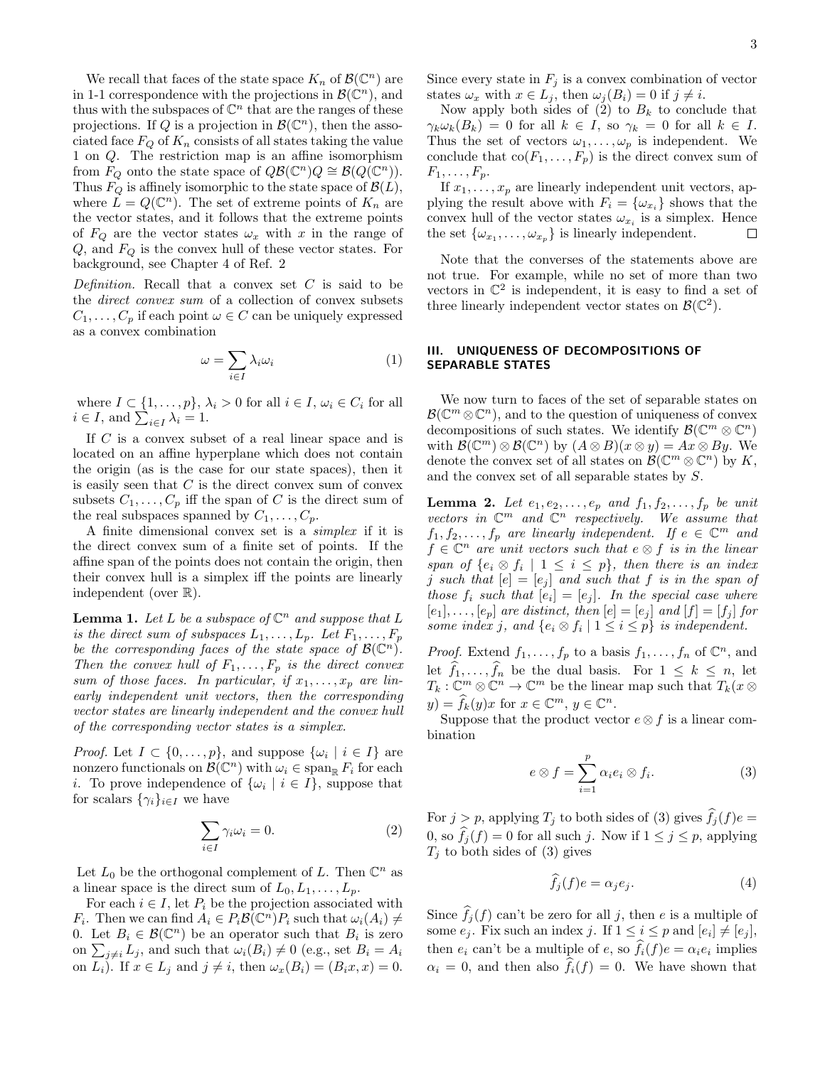We recall that faces of the state space $K_n$ of $\mathcal{B}(\mathbb{C}^n)$ are in 1-1 correspondence with the projections in $\mathcal{B}(\mathbb{C}^n)$, and thus with the subspaces of $\mathbb{C}^n$ that are the ranges of these projections. If $Q$ is a projection in $\mathcal{B}(\mathbb{C}^n)$, then the associated face $F_Q$ of $K_n$ consists of all states taking the value 1 on $Q$. The restriction map is an affine isomorphism from $F_Q$ onto the state space of $Q\mathcal{B}(\mathbb{C}^n)Q \cong \mathcal{B}(Q(\mathbb{C}^n))$. Thus $F_Q$ is affinely isomorphic to the state space of $\mathcal{B}(L)$, where $L = Q(\mathbb{C}^n)$. The set of extreme points of $K_n$ are the vector states, and it follows that the extreme points of $F_Q$ are the vector states $\omega_x$ with $x$ in the range of $Q$, and $F_Q$ is the convex hull of these vector states. For background, see Chapter 4 of Ref. 2

*Definition.* Recall that a convex set $C$ is said to be the *direct convex sum* of a collection of convex subsets $C_1, \ldots, C_p$ if each point $\omega \in C$ can be uniquely expressed as a convex combination

$$\omega = \sum_{i \in I} \lambda_i \omega_i \tag{1}$$

where $I \subset \{1, \ldots, p\}$, $\lambda_i > 0$ for all $i \in I$, $\omega_i \in C_i$ for all $i \in I$, and $\sum_{i \in I} \lambda_i = 1$.

If $C$ is a convex subset of a real linear space and is located on an affine hyperplane which does not contain the origin (as is the case for our state spaces), then it is easily seen that $C$ is the direct convex sum of convex subsets $C_1, \ldots, C_p$ iff the span of $C$ is the direct sum of the real subspaces spanned by $C_1, \ldots, C_p$.

A finite dimensional convex set is a *simplex* if it is the direct convex sum of a finite set of points. If the affine span of the points does not contain the origin, then their convex hull is a simplex iff the points are linearly independent (over $\mathbb{R}$).

**Lemma 1.** *Let $L$ be a subspace of $\mathbb{C}^n$ and suppose that $L$ is the direct sum of subspaces $L_1, \ldots, L_p$. Let $F_1, \ldots, F_p$ be the corresponding faces of the state space of $\mathcal{B}(\mathbb{C}^n)$. Then the convex hull of $F_1, \ldots, F_p$ is the direct convex sum of those faces. In particular, if $x_1, \ldots, x_p$ are linearly independent unit vectors, then the corresponding vector states are linearly independent and the convex hull of the corresponding vector states is a simplex.*

*Proof.* Let $I \subset \{0, \ldots, p\}$, and suppose $\{\omega_i \mid i \in I\}$ are nonzero functionals on $\mathcal{B}(\mathbb{C}^n)$ with $\omega_i \in \operatorname{span}_{\mathbb{R}} F_i$ for each $i$. To prove independence of $\{\omega_i \mid i \in I\}$, suppose that for scalars $\{\gamma_i\}_{i \in I}$ we have

$$\sum_{i \in I} \gamma_i \omega_i = 0. \tag{2}$$

Let $L_0$ be the orthogonal complement of $L$. Then $\mathbb{C}^n$ as a linear space is the direct sum of $L_0, L_1, \ldots, L_p$.

For each $i \in I$, let $P_i$ be the projection associated with $F_i$. Then we can find $A_i \in P_i \mathcal{B}(\mathbb{C}^n) P_i$ such that $\omega_i(A_i) \neq 0$. Let $B_i \in \mathcal{B}(\mathbb{C}^n)$ be an operator such that $B_i$ is zero on $\sum_{j \neq i} L_j$, and such that $\omega_i(B_i) \neq 0$ (e.g., set $B_i = A_i$ on $L_i$). If $x \in L_j$ and $j \neq i$, then $\omega_x(B_i) = (B_i x, x) = 0$. Since every state in $F_j$ is a convex combination of vector states $\omega_x$ with $x \in L_j$, then $\omega_j(B_i) = 0$ if $j \neq i$.

Now apply both sides of (2) to $B_k$ to conclude that $\gamma_k \omega_k(B_k) = 0$ for all $k \in I$, so $\gamma_k = 0$ for all $k \in I$. Thus the set of vectors $\omega_1, \ldots, \omega_p$ is independent. We conclude that $\operatorname{co}(F_1, \ldots, F_p)$ is the direct convex sum of $F_1, \ldots, F_p$.

If $x_1, \ldots, x_p$ are linearly independent unit vectors, applying the result above with $F_i = \{\omega_{x_i}\}$ shows that the convex hull of the vector states $\omega_{x_i}$ is a simplex. Hence the set $\{\omega_{x_1}, \ldots, \omega_{x_p}\}$ is linearly independent. $\square$

Note that the converses of the statements above are not true. For example, while no set of more than two vectors in $\mathbb{C}^2$ is independent, it is easy to find a set of three linearly independent vector states on $\mathcal{B}(\mathbb{C}^2)$.

## III. UNIQUENESS OF DECOMPOSITIONS OF SEPARABLE STATES

We now turn to faces of the set of separable states on $\mathcal{B}(\mathbb{C}^m \otimes \mathbb{C}^n)$, and to the question of uniqueness of convex decompositions of such states. We identify $\mathcal{B}(\mathbb{C}^m \otimes \mathbb{C}^n)$ with $\mathcal{B}(\mathbb{C}^m) \otimes \mathcal{B}(\mathbb{C}^n)$ by $(A \otimes B)(x \otimes y) = Ax \otimes By$. We denote the convex set of all states on $\mathcal{B}(\mathbb{C}^m \otimes \mathbb{C}^n)$ by $K$, and the convex set of all separable states by $S$.

**Lemma 2.** *Let $e_1, e_2, \ldots, e_p$ and $f_1, f_2, \ldots, f_p$ be unit vectors in $\mathbb{C}^m$ and $\mathbb{C}^n$ respectively. We assume that $f_1, f_2, \ldots, f_p$ are linearly independent. If $e \in \mathbb{C}^m$ and $f \in \mathbb{C}^n$ are unit vectors such that $e \otimes f$ is in the linear span of $\{e_i \otimes f_i \mid 1 \leq i \leq p\}$, then there is an index $j$ such that $[e] = [e_j]$ and such that $f$ is in the span of those $f_i$ such that $[e_i] = [e_j]$. In the special case where $[e_1], \ldots, [e_p]$ are distinct, then $[e] = [e_j]$ and $[f] = [f_j]$ for some index $j$, and $\{e_i \otimes f_i \mid 1 \leq i \leq p\}$ is independent.*

*Proof.* Extend $f_1, \ldots, f_p$ to a basis $f_1, \ldots, f_n$ of $\mathbb{C}^n$, and let $\widehat{f}_1, \ldots, \widehat{f}_n$ be the dual basis. For $1 \leq k \leq n$, let $T_k : \mathbb{C}^m \otimes \mathbb{C}^n \to \mathbb{C}^m$ be the linear map such that $T_k(x \otimes y) = \widehat{f}_k(y)x$ for $x \in \mathbb{C}^m$, $y \in \mathbb{C}^n$.

Suppose that the product vector $e \otimes f$ is a linear combination

$$e \otimes f = \sum_{i=1}^{p} \alpha_i e_i \otimes f_i. \tag{3}$$

For $j > p$, applying $T_j$ to both sides of (3) gives $\widehat{f}_j(f)e = 0$, so $\widehat{f}_j(f) = 0$ for all such $j$. Now if $1 \leq j \leq p$, applying $T_j$ to both sides of (3) gives

$$\widehat{f}_j(f)e = \alpha_j e_j. \tag{4}$$

Since $\widehat{f}_j(f)$ can't be zero for all $j$, then $e$ is a multiple of some $e_j$. Fix such an index $j$. If $1 \leq i \leq p$ and $[e_i] \neq [e_j]$, then $e_i$ can't be a multiple of $e$, so $\widehat{f}_i(f)e = \alpha_i e_i$ implies $\alpha_i = 0$, and then also $\widehat{f}_i(f) = 0$. We have shown that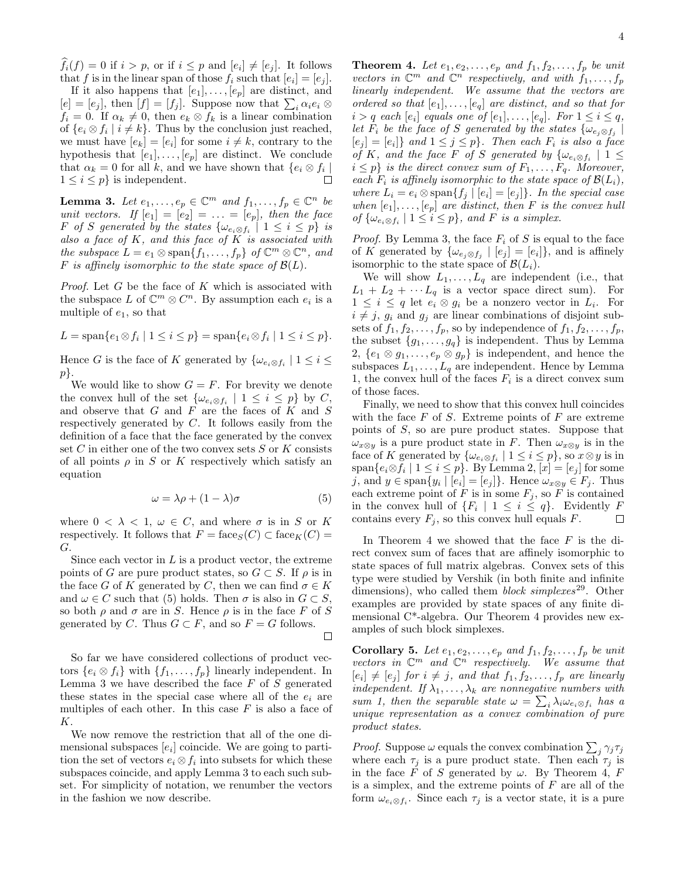$\widehat{f}_i(f) = 0$ if $i > p$, or if $i \leq p$ and $[e_i] \neq [e_j]$. It follows that $f$ is in the linear span of those $f_i$ such that $[e_i] = [e_j]$.

If it also happens that $[e_1], \ldots, [e_p]$ are distinct, and $[e] = [e_j]$, then $[f] = [f_j]$. Suppose now that $\sum_i \alpha_i e_i \otimes f_i = 0$. If $\alpha_k \neq 0$, then $e_k \otimes f_k$ is a linear combination of $\{e_i \otimes f_i \mid i \neq k\}$. Thus by the conclusion just reached, we must have $[e_k] = [e_i]$ for some $i \neq k$, contrary to the hypothesis that $[e_1], \ldots, [e_p]$ are distinct. We conclude that $\alpha_k = 0$ for all $k$, and we have shown that $\{e_i \otimes f_i \mid 1 \leq i \leq p\}$ is independent. □

**Lemma 3.** *Let $e_1, \ldots, e_p \in \mathbb{C}^m$ and $f_1, \ldots, f_p \in \mathbb{C}^n$ be unit vectors. If $[e_1] = [e_2] = \ldots = [e_p]$, then the face $F$ of $S$ generated by the states $\{\omega_{e_i \otimes f_i} \mid 1 \leq i \leq p\}$ is also a face of $K$, and this face of $K$ is associated with the subspace $L = e_1 \otimes \operatorname{span}\{f_1, \ldots, f_p\}$ of $\mathbb{C}^m \otimes \mathbb{C}^n$, and $F$ is affinely isomorphic to the state space of $\mathcal{B}(L)$.*

*Proof.* Let $G$ be the face of $K$ which is associated with the subspace $L$ of $\mathbb{C}^m \otimes C^n$. By assumption each $e_i$ is a multiple of $e_1$, so that

$$L = \operatorname{span}\{e_1 \otimes f_i \mid 1 \leq i \leq p\} = \operatorname{span}\{e_i \otimes f_i \mid 1 \leq i \leq p\}.$$

Hence $G$ is the face of $K$ generated by $\{\omega_{e_i \otimes f_i} \mid 1 \leq i \leq p\}$.

We would like to show $G = F$. For brevity we denote the convex hull of the set $\{\omega_{e_i \otimes f_i} \mid 1 \leq i \leq p\}$ by $C$, and observe that $G$ and $F$ are the faces of $K$ and $S$ respectively generated by $C$. It follows easily from the definition of a face that the face generated by the convex set $C$ in either one of the two convex sets $S$ or $K$ consists of all points $\rho$ in $S$ or $K$ respectively which satisfy an equation

$$\omega = \lambda\rho + (1 - \lambda)\sigma \tag{5}$$

where $0 < \lambda < 1$, $\omega \in C$, and where $\sigma$ is in $S$ or $K$ respectively. It follows that $F = \operatorname{face}_S(C) \subset \operatorname{face}_K(C) = G$.

Since each vector in $L$ is a product vector, the extreme points of $G$ are pure product states, so $G \subset S$. If $\rho$ is in the face $G$ of $K$ generated by $C$, then we can find $\sigma \in K$ and $\omega \in C$ such that (5) holds. Then $\sigma$ is also in $G \subset S$, so both $\rho$ and $\sigma$ are in $S$. Hence $\rho$ is in the face $F$ of $S$ generated by $C$. Thus $G \subset F$, and so $F = G$ follows. □

So far we have considered collections of product vectors $\{e_i \otimes f_i\}$ with $\{f_1, \ldots, f_p\}$ linearly independent. In Lemma 3 we have described the face $F$ of $S$ generated these states in the special case where all of the $e_i$ are multiples of each other. In this case $F$ is also a face of $K$.

We now remove the restriction that all of the one dimensional subspaces $[e_i]$ coincide. We are going to partition the set of vectors $e_i \otimes f_i$ into subsets for which these subspaces coincide, and apply Lemma 3 to each such subset. For simplicity of notation, we renumber the vectors in the fashion we now describe.

**Theorem 4.** *Let $e_1, e_2, \ldots, e_p$ and $f_1, f_2, \ldots, f_p$ be unit vectors in $\mathbb{C}^m$ and $\mathbb{C}^n$ respectively, and with $f_1, \ldots, f_p$ linearly independent. We assume that the vectors are ordered so that $[e_1], \ldots, [e_q]$ are distinct, and so that for $i > q$ each $[e_i]$ equals one of $[e_1], \ldots, [e_q]$. For $1 \leq i \leq q$, let $F_i$ be the face of $S$ generated by the states $\{\omega_{e_j \otimes f_j} \mid [e_j] = [e_i]\}$ and $1 \leq j \leq p\}$. Then each $F_i$ is also a face of $K$, and the face $F$ of $S$ generated by $\{\omega_{e_i \otimes f_i} \mid 1 \leq i \leq p\}$ is the direct convex sum of $F_1, \ldots, F_q$. Moreover, each $F_i$ is affinely isomorphic to the state space of $\mathcal{B}(L_i)$, where $L_i = e_i \otimes \operatorname{span}\{f_j \mid [e_i] = [e_j]\}$. In the special case when $[e_1], \ldots, [e_p]$ are distinct, then $F$ is the convex hull of $\{\omega_{e_i \otimes f_i} \mid 1 \leq i \leq p\}$, and $F$ is a simplex.*

*Proof.* By Lemma 3, the face $F_i$ of $S$ is equal to the face of $K$ generated by $\{\omega_{e_j \otimes f_j} \mid [e_j] = [e_i]\}$, and is affinely isomorphic to the state space of $\mathcal{B}(L_i)$.

We will show $L_1, \ldots, L_q$ are independent (i.e., that $L_1 + L_2 + \cdots L_q$ is a vector space direct sum). For $1 \leq i \leq q$ let $e_i \otimes g_i$ be a nonzero vector in $L_i$. For $i \neq j$, $g_i$ and $g_j$ are linear combinations of disjoint subsets of $f_1, f_2, \ldots, f_p$, so by independence of $f_1, f_2, \ldots, f_p$, the subset $\{g_1, \ldots, g_q\}$ is independent. Thus by Lemma 2, $\{e_1 \otimes g_1, \ldots, e_p \otimes g_p\}$ is independent, and hence the subspaces $L_1, \ldots, L_q$ are independent. Hence by Lemma 1, the convex hull of the faces $F_i$ is a direct convex sum of those faces.

Finally, we need to show that this convex hull coincides with the face $F$ of $S$. Extreme points of $F$ are extreme points of $S$, so are pure product states. Suppose that $\omega_{x \otimes y}$ is a pure product state in $F$. Then $\omega_{x \otimes y}$ is in the face of $K$ generated by $\{\omega_{e_i \otimes f_i} \mid 1 \leq i \leq p\}$, so $x \otimes y$ is in $\operatorname{span}\{e_i \otimes f_i \mid 1 \leq i \leq p\}$. By Lemma 2, $[x] = [e_j]$ for some $j$, and $y \in \operatorname{span}\{y_i \mid [e_i] = [e_j]\}$. Hence $\omega_{x \otimes y} \in F_j$. Thus each extreme point of $F$ is in some $F_j$, so $F$ is contained in the convex hull of $\{F_i \mid 1 \leq i \leq q\}$. Evidently $F$ contains every $F_j$, so this convex hull equals $F$. □

In Theorem 4 we showed that the face $F$ is the direct convex sum of faces that are affinely isomorphic to state spaces of full matrix algebras. Convex sets of this type were studied by Vershik (in both finite and infinite dimensions), who called them *block simplexes*[29]. Other examples are provided by state spaces of any finite dimensional C*-algebra. Our Theorem 4 provides new examples of such block simplexes.

**Corollary 5.** *Let $e_1, e_2, \ldots, e_p$ and $f_1, f_2, \ldots, f_p$ be unit vectors in $\mathbb{C}^m$ and $\mathbb{C}^n$ respectively. We assume that $[e_i] \neq [e_j]$ for $i \neq j$, and that $f_1, f_2, \ldots, f_p$ are linearly independent. If $\lambda_1, \ldots, \lambda_k$ are nonnegative numbers with sum 1, then the separable state $\omega = \sum_i \lambda_i \omega_{e_i \otimes f_i}$ has a unique representation as a convex combination of pure product states.*

*Proof.* Suppose $\omega$ equals the convex combination $\sum_j \gamma_j \tau_j$ where each $\tau_j$ is a pure product state. Then each $\tau_j$ is in the face $F$ of $S$ generated by $\omega$. By Theorem 4, $F$ is a simplex, and the extreme points of $F$ are all of the form $\omega_{e_i \otimes f_i}$. Since each $\tau_j$ is a vector state, it is a pure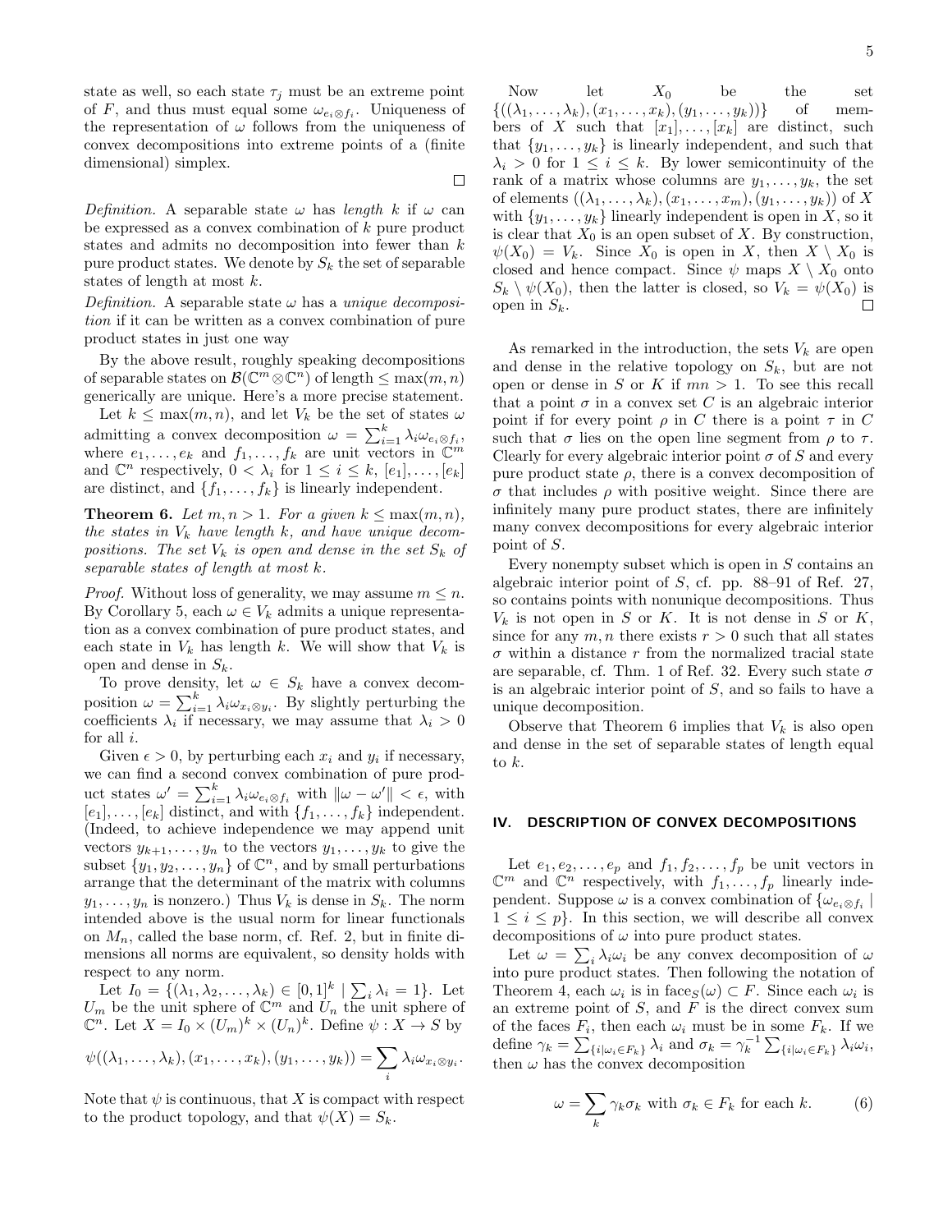state as well, so each state $\tau_j$ must be an extreme point of $F$, and thus must equal some $\omega_{e_i \otimes f_i}$. Uniqueness of the representation of $\omega$ follows from the uniqueness of convex decompositions into extreme points of a (finite dimensional) simplex.

∎

*Definition.* A separable state $\omega$ has *length* $k$ if $\omega$ can be expressed as a convex combination of $k$ pure product states and admits no decomposition into fewer than $k$ pure product states. We denote by $S_k$ the set of separable states of length at most $k$.

*Definition.* A separable state $\omega$ has a *unique decomposition* if it can be written as a convex combination of pure product states in just one way

By the above result, roughly speaking decompositions of separable states on $\mathcal{B}(\mathbb{C}^m \otimes \mathbb{C}^n)$ of length $\leq \max(m,n)$ generically are unique. Here's a more precise statement.

Let $k \leq \max(m,n)$, and let $V_k$ be the set of states $\omega$ admitting a convex decomposition $\omega = \sum_{i=1}^k \lambda_i \omega_{e_i \otimes f_i}$, where $e_1, \ldots, e_k$ and $f_1, \ldots, f_k$ are unit vectors in $\mathbb{C}^m$ and $\mathbb{C}^n$ respectively, $0 < \lambda_i$ for $1 \leq i \leq k$, $[e_1], \ldots, [e_k]$ are distinct, and $\{f_1, \ldots, f_k\}$ is linearly independent.

**Theorem 6.** *Let $m, n > 1$. For a given $k \leq \max(m,n)$, the states in $V_k$ have length $k$, and have unique decompositions. The set $V_k$ is open and dense in the set $S_k$ of separable states of length at most $k$.*

*Proof.* Without loss of generality, we may assume $m \leq n$. By Corollary 5, each $\omega \in V_k$ admits a unique representation as a convex combination of pure product states, and each state in $V_k$ has length $k$. We will show that $V_k$ is open and dense in $S_k$.

To prove density, let $\omega \in S_k$ have a convex decomposition $\omega = \sum_{i=1}^k \lambda_i \omega_{x_i \otimes y_i}$. By slightly perturbing the coefficients $\lambda_i$ if necessary, we may assume that $\lambda_i > 0$ for all $i$.

Given $\epsilon > 0$, by perturbing each $x_i$ and $y_i$ if necessary, we can find a second convex combination of pure product states $\omega' = \sum_{i=1}^k \lambda_i \omega_{e_i \otimes f_i}$ with $\|\omega - \omega'\| < \epsilon$, with $[e_1], \ldots, [e_k]$ distinct, and with $\{f_1, \ldots, f_k\}$ independent. (Indeed, to achieve independence we may append unit vectors $y_{k+1}, \ldots, y_n$ to the vectors $y_1, \ldots, y_k$ to give the subset $\{y_1, y_2, \ldots, y_n\}$ of $\mathbb{C}^n$, and by small perturbations arrange that the determinant of the matrix with columns $y_1, \ldots, y_n$ is nonzero.) Thus $V_k$ is dense in $S_k$. The norm intended above is the usual norm for linear functionals on $M_n$, called the base norm, cf. Ref. 2, but in finite dimensions all norms are equivalent, so density holds with respect to any norm.

Let $I_0 = \{(\lambda_1, \lambda_2, \ldots, \lambda_k) \in [0,1]^k \mid \sum_i \lambda_i = 1\}$. Let $U_m$ be the unit sphere of $\mathbb{C}^m$ and $U_n$ the unit sphere of $\mathbb{C}^n$. Let $X = I_0 \times (U_m)^k \times (U_n)^k$. Define $\psi : X \to S$ by

$$\psi((\lambda_1, \ldots, \lambda_k), (x_1, \ldots, x_k), (y_1, \ldots, y_k)) = \sum_i \lambda_i \omega_{x_i \otimes y_i}.$$

Note that $\psi$ is continuous, that $X$ is compact with respect to the product topology, and that $\psi(X) = S_k$.

Now let $X_0$ be the set $\{((\lambda_1, \ldots, \lambda_k), (x_1, \ldots, x_k), (y_1, \ldots, y_k))\}$ of members of $X$ such that $[x_1], \ldots, [x_k]$ are distinct, such that $\{y_1, \ldots, y_k\}$ is linearly independent, and such that $\lambda_i > 0$ for $1 \leq i \leq k$. By lower semicontinuity of the rank of a matrix whose columns are $y_1, \ldots, y_k$, the set of elements $((\lambda_1, \ldots, \lambda_k), (x_1, \ldots, x_m), (y_1, \ldots, y_k))$ of $X$ with $\{y_1, \ldots, y_k\}$ linearly independent is open in $X$, so it is clear that $X_0$ is an open subset of $X$. By construction, $\psi(X_0) = V_k$. Since $X_0$ is open in $X$, then $X \setminus X_0$ is closed and hence compact. Since $\psi$ maps $X \setminus X_0$ onto $S_k \setminus \psi(X_0)$, then the latter is closed, so $V_k = \psi(X_0)$ is open in $S_k$.

∎

As remarked in the introduction, the sets $V_k$ are open and dense in the relative topology on $S_k$, but are not open or dense in $S$ or $K$ if $mn > 1$. To see this recall that a point $\sigma$ in a convex set $C$ is an algebraic interior point if for every point $\rho$ in $C$ there is a point $\tau$ in $C$ such that $\sigma$ lies on the open line segment from $\rho$ to $\tau$. Clearly for every algebraic interior point $\sigma$ of $S$ and every pure product state $\rho$, there is a convex decomposition of $\sigma$ that includes $\rho$ with positive weight. Since there are infinitely many pure product states, there are infinitely many convex decompositions for every algebraic interior point of $S$.

Every nonempty subset which is open in $S$ contains an algebraic interior point of $S$, cf. pp. 88–91 of Ref. 27, so contains points with nonunique decompositions. Thus $V_k$ is not open in $S$ or $K$. It is not dense in $S$ or $K$, since for any $m, n$ there exists $r > 0$ such that all states $\sigma$ within a distance $r$ from the normalized tracial state are separable, cf. Thm. 1 of Ref. 32. Every such state $\sigma$ is an algebraic interior point of $S$, and so fails to have a unique decomposition.

Observe that Theorem 6 implies that $V_k$ is also open and dense in the set of separable states of length equal to $k$.

## IV. DESCRIPTION OF CONVEX DECOMPOSITIONS

Let $e_1, e_2, \ldots, e_p$ and $f_1, f_2, \ldots, f_p$ be unit vectors in $\mathbb{C}^m$ and $\mathbb{C}^n$ respectively, with $f_1, \ldots, f_p$ linearly independent. Suppose $\omega$ is a convex combination of $\{\omega_{e_i \otimes f_i} \mid 1 \leq i \leq p\}$. In this section, we will describe all convex decompositions of $\omega$ into pure product states.

Let $\omega = \sum_i \lambda_i \omega_i$ be any convex decomposition of $\omega$ into pure product states. Then following the notation of Theorem 4, each $\omega_i$ is in $\mathrm{face}_S(\omega) \subset F$. Since each $\omega_i$ is an extreme point of $S$, and $F$ is the direct convex sum of the faces $F_i$, then each $\omega_i$ must be in some $F_k$. If we define $\gamma_k = \sum_{\{i \mid \omega_i \in F_k\}} \lambda_i$ and $\sigma_k = \gamma_k^{-1} \sum_{\{i \mid \omega_i \in F_k\}} \lambda_i \omega_i$, then $\omega$ has the convex decomposition

$$\omega = \sum_k \gamma_k \sigma_k \text{ with } \sigma_k \in F_k \text{ for each } k. \tag{6}$$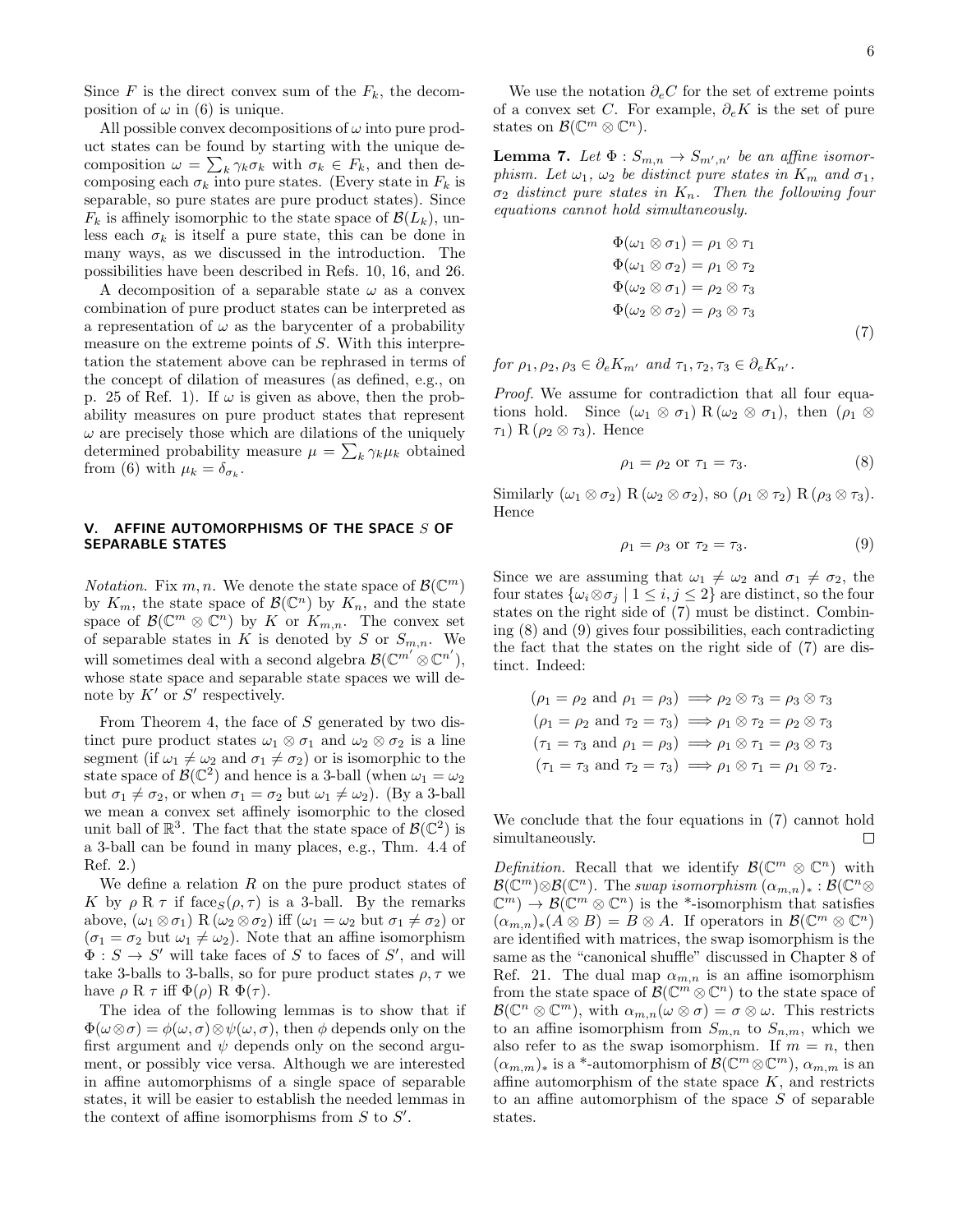Since $F$ is the direct convex sum of the $F_k$, the decomposition of $\omega$ in (6) is unique.

All possible convex decompositions of $\omega$ into pure product states can be found by starting with the unique decomposition $\omega = \sum_k \gamma_k \sigma_k$ with $\sigma_k \in F_k$, and then decomposing each $\sigma_k$ into pure states. (Every state in $F_k$ is separable, so pure states are pure product states). Since $F_k$ is affinely isomorphic to the state space of $\mathcal{B}(L_k)$, unless each $\sigma_k$ is itself a pure state, this can be done in many ways, as we discussed in the introduction. The possibilities have been described in Refs. 10, 16, and 26.

A decomposition of a separable state $\omega$ as a convex combination of pure product states can be interpreted as a representation of $\omega$ as the barycenter of a probability measure on the extreme points of $S$. With this interpretation the statement above can be rephrased in terms of the concept of dilation of measures (as defined, e.g., on p. 25 of Ref. 1). If $\omega$ is given as above, then the probability measures on pure product states that represent $\omega$ are precisely those which are dilations of the uniquely determined probability measure $\mu = \sum_k \gamma_k \mu_k$ obtained from (6) with $\mu_k = \delta_{\sigma_k}$.

## V. AFFINE AUTOMORPHISMS OF THE SPACE $S$ OF SEPARABLE STATES

*Notation.* Fix $m, n$. We denote the state space of $\mathcal{B}(\mathbb{C}^m)$ by $K_m$, the state space of $\mathcal{B}(\mathbb{C}^n)$ by $K_n$, and the state space of $\mathcal{B}(\mathbb{C}^m \otimes \mathbb{C}^n)$ by $K$ or $K_{m,n}$. The convex set of separable states in $K$ is denoted by $S$ or $S_{m,n}$. We will sometimes deal with a second algebra $\mathcal{B}(\mathbb{C}^{m'} \otimes \mathbb{C}^{n'})$, whose state space and separable state spaces we will denote by $K'$ or $S'$ respectively.

From Theorem 4, the face of $S$ generated by two distinct pure product states $\omega_1 \otimes \sigma_1$ and $\omega_2 \otimes \sigma_2$ is a line segment (if $\omega_1 \neq \omega_2$ and $\sigma_1 \neq \sigma_2$) or is isomorphic to the state space of $\mathcal{B}(\mathbb{C}^2)$ and hence is a 3-ball (when $\omega_1 = \omega_2$ but $\sigma_1 \neq \sigma_2$, or when $\sigma_1 = \sigma_2$ but $\omega_1 \neq \omega_2$). (By a 3-ball we mean a convex set affinely isomorphic to the closed unit ball of $\mathbb{R}^3$. The fact that the state space of $\mathcal{B}(\mathbb{C}^2)$ is a 3-ball can be found in many places, e.g., Thm. 4.4 of Ref. 2.)

We define a relation $R$ on the pure product states of $K$ by $\rho \mathrel{R} \tau$ if $\text{face}_S(\rho, \tau)$ is a 3-ball. By the remarks above, $(\omega_1 \otimes \sigma_1) \mathrel{R} (\omega_2 \otimes \sigma_2)$ iff ($\omega_1 = \omega_2$ but $\sigma_1 \neq \sigma_2$) or ($\sigma_1 = \sigma_2$ but $\omega_1 \neq \omega_2$). Note that an affine isomorphism $\Phi : S \to S'$ will take faces of $S$ to faces of $S'$, and will take 3-balls to 3-balls, so for pure product states $\rho, \tau$ we have $\rho \mathrel{R} \tau$ iff $\Phi(\rho) \mathrel{R} \Phi(\tau)$.

The idea of the following lemmas is to show that if $\Phi(\omega \otimes \sigma) = \phi(\omega, \sigma) \otimes \psi(\omega, \sigma)$, then $\phi$ depends only on the first argument and $\psi$ depends only on the second argument, or possibly vice versa. Although we are interested in affine automorphisms of a single space of separable states, it will be easier to establish the needed lemmas in the context of affine isomorphisms from $S$ to $S'$.

We use the notation $\partial_e C$ for the set of extreme points of a convex set $C$. For example, $\partial_e K$ is the set of pure states on $\mathcal{B}(\mathbb{C}^m \otimes \mathbb{C}^n)$.

**Lemma 7.** *Let $\Phi : S_{m,n} \to S_{m',n'}$ be an affine isomorphism. Let $\omega_1$, $\omega_2$ be distinct pure states in $K_m$ and $\sigma_1$, $\sigma_2$ distinct pure states in $K_n$. Then the following four equations cannot hold simultaneously.*

$$
\begin{aligned}
\Phi(\omega_1 \otimes \sigma_1) &= \rho_1 \otimes \tau_1 \\
\Phi(\omega_1 \otimes \sigma_2) &= \rho_1 \otimes \tau_2 \\
\Phi(\omega_2 \otimes \sigma_1) &= \rho_2 \otimes \tau_3 \\
\Phi(\omega_2 \otimes \sigma_2) &= \rho_3 \otimes \tau_3
\end{aligned}
\tag{7}
$$

*for $\rho_1, \rho_2, \rho_3 \in \partial_e K_{m'}$ and $\tau_1, \tau_2, \tau_3 \in \partial_e K_{n'}$.*

*Proof.* We assume for contradiction that all four equations hold. Since $(\omega_1 \otimes \sigma_1) \mathrel{R} (\omega_2 \otimes \sigma_1)$, then $(\rho_1 \otimes \tau_1) \mathrel{R} (\rho_2 \otimes \tau_3)$. Hence

$$
\rho_1 = \rho_2 \text{ or } \tau_1 = \tau_3. \tag{8}
$$

Similarly $(\omega_1 \otimes \sigma_2) \mathrel{R} (\omega_2 \otimes \sigma_2)$, so $(\rho_1 \otimes \tau_2) \mathrel{R} (\rho_3 \otimes \tau_3)$. Hence

$$
\rho_1 = \rho_3 \text{ or } \tau_2 = \tau_3. \tag{9}
$$

Since we are assuming that $\omega_1 \neq \omega_2$ and $\sigma_1 \neq \sigma_2$, the four states $\{\omega_i \otimes \sigma_j \mid 1 \leq i, j \leq 2\}$ are distinct, so the four states on the right side of (7) must be distinct. Combining (8) and (9) gives four possibilities, each contradicting the fact that the states on the right side of (7) are distinct. Indeed:

$$
\begin{aligned}
(\rho_1 = \rho_2 \text{ and } \rho_1 = \rho_3) &\implies \rho_2 \otimes \tau_3 = \rho_3 \otimes \tau_3 \\
(\rho_1 = \rho_2 \text{ and } \tau_2 = \tau_3) &\implies \rho_1 \otimes \tau_2 = \rho_2 \otimes \tau_3 \\
(\tau_1 = \tau_3 \text{ and } \rho_1 = \rho_3) &\implies \rho_1 \otimes \tau_1 = \rho_3 \otimes \tau_3 \\
(\tau_1 = \tau_3 \text{ and } \tau_2 = \tau_3) &\implies \rho_1 \otimes \tau_1 = \rho_1 \otimes \tau_2.
\end{aligned}
$$

We conclude that the four equations in (7) cannot hold simultaneously. $\square$

*Definition.* Recall that we identify $\mathcal{B}(\mathbb{C}^m \otimes \mathbb{C}^n)$ with $\mathcal{B}(\mathbb{C}^m) \otimes \mathcal{B}(\mathbb{C}^n)$. The *swap isomorphism* $(\alpha_{m,n})_* : \mathcal{B}(\mathbb{C}^n \otimes \mathbb{C}^m) \to \mathcal{B}(\mathbb{C}^m \otimes \mathbb{C}^n)$ is the \*-isomorphism that satisfies $(\alpha_{m,n})_*(A \otimes B) = B \otimes A$. If operators in $\mathcal{B}(\mathbb{C}^m \otimes \mathbb{C}^n)$ are identified with matrices, the swap isomorphism is the same as the "canonical shuffle" discussed in Chapter 8 of Ref. 21. The dual map $\alpha_{m,n}$ is an affine isomorphism from the state space of $\mathcal{B}(\mathbb{C}^m \otimes \mathbb{C}^n)$ to the state space of $\mathcal{B}(\mathbb{C}^n \otimes \mathbb{C}^m)$, with $\alpha_{m,n}(\omega \otimes \sigma) = \sigma \otimes \omega$. This restricts to an affine isomorphism from $S_{m,n}$ to $S_{n,m}$, which we also refer to as the swap isomorphism. If $m = n$, then $(\alpha_{m,n})_*$ is a \*-automorphism of $\mathcal{B}(\mathbb{C}^m \otimes \mathbb{C}^m)$, $\alpha_{m,m}$ is an affine automorphism of the state space $K$, and restricts to an affine automorphism of the space $S$ of separable states.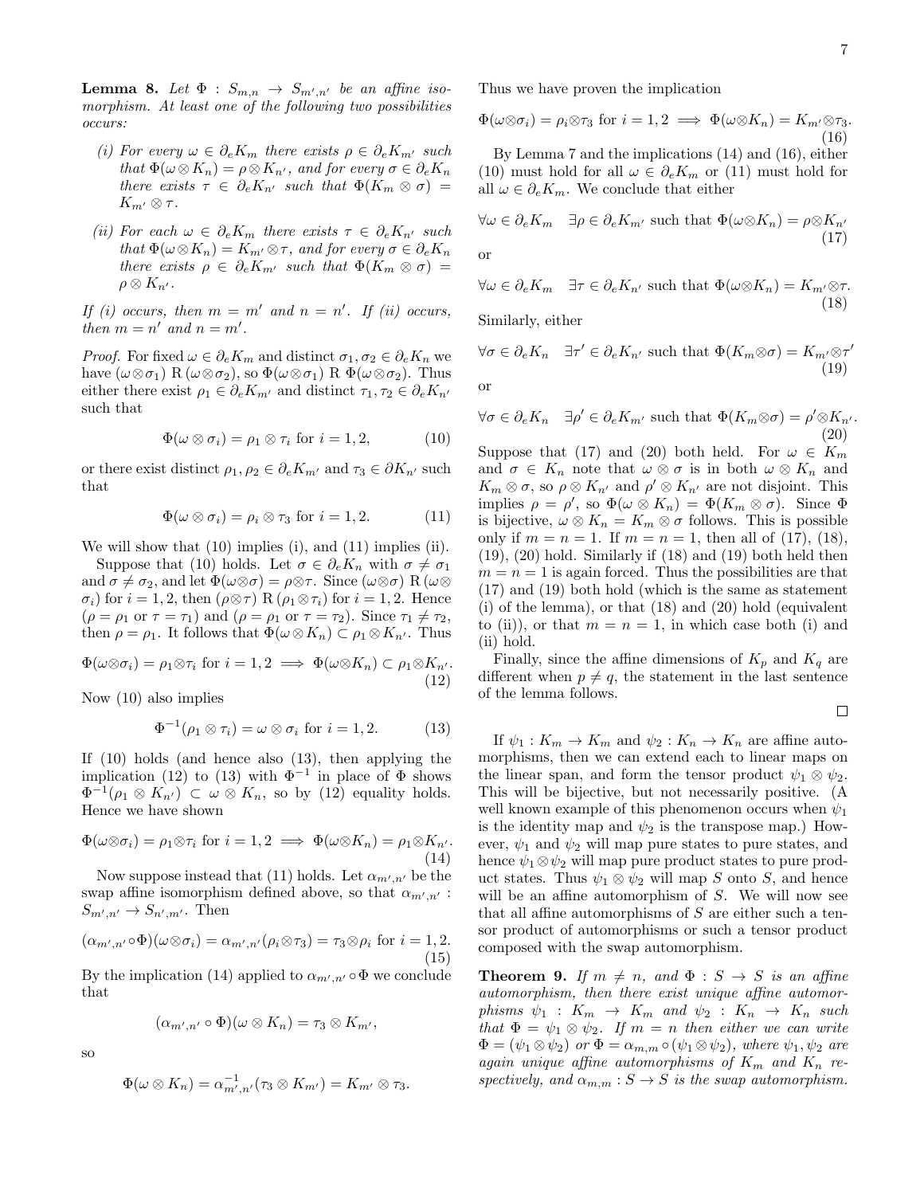**Lemma 8.** *Let $\Phi : S_{m,n} \to S_{m',n'}$ be an affine isomorphism. At least one of the following two possibilities occurs:*

*(i) For every $\omega \in \partial_e K_m$ there exists $\rho \in \partial_e K_{m'}$ such that $\Phi(\omega \otimes K_n) = \rho \otimes K_{n'}$, and for every $\sigma \in \partial_e K_n$ there exists $\tau \in \partial_e K_{n'}$ such that $\Phi(K_m \otimes \sigma) = K_{m'} \otimes \tau$.*

*(ii) For each $\omega \in \partial_e K_m$ there exists $\tau \in \partial_e K_{n'}$ such that $\Phi(\omega \otimes K_n) = K_{m'} \otimes \tau$, and for every $\sigma \in \partial_e K_n$ there exists $\rho \in \partial_e K_{m'}$ such that $\Phi(K_m \otimes \sigma) = \rho \otimes K_{n'}$.*

*If (i) occurs, then $m = m'$ and $n = n'$. If (ii) occurs, then $m = n'$ and $n = m'$.*

*Proof.* For fixed $\omega \in \partial_e K_m$ and distinct $\sigma_1, \sigma_2 \in \partial_e K_n$ we have $(\omega \otimes \sigma_1)$ R $(\omega \otimes \sigma_2)$, so $\Phi(\omega \otimes \sigma_1)$ R $\Phi(\omega \otimes \sigma_2)$. Thus either there exist $\rho_1 \in \partial_e K_{m'}$ and distinct $\tau_1, \tau_2 \in \partial_e K_{n'}$ such that

$$\Phi(\omega \otimes \sigma_i) = \rho_1 \otimes \tau_i \text{ for } i = 1, 2, \tag{10}$$

or there exist distinct $\rho_1, \rho_2 \in \partial_e K_{m'}$ and $\tau_3 \in \partial K_{n'}$ such that

$$\Phi(\omega \otimes \sigma_i) = \rho_i \otimes \tau_3 \text{ for } i = 1, 2. \tag{11}$$

We will show that (10) implies (i), and (11) implies (ii).

Suppose that (10) holds. Let $\sigma \in \partial_e K_n$ with $\sigma \neq \sigma_1$ and $\sigma \neq \sigma_2$, and let $\Phi(\omega \otimes \sigma) = \rho \otimes \tau$. Since $(\omega \otimes \sigma)$ R $(\omega \otimes \sigma_i)$ for $i = 1, 2$, then $(\rho \otimes \tau)$ R $(\rho_1 \otimes \tau_i)$ for $i = 1, 2$. Hence ($\rho = \rho_1$ or $\tau = \tau_1$) and ($\rho = \rho_1$ or $\tau = \tau_2$). Since $\tau_1 \neq \tau_2$, then $\rho = \rho_1$. It follows that $\Phi(\omega \otimes K_n) \subset \rho_1 \otimes K_{n'}$. Thus

$$\Phi(\omega \otimes \sigma_i) = \rho_1 \otimes \tau_i \text{ for } i = 1, 2 \implies \Phi(\omega \otimes K_n) \subset \rho_1 \otimes K_{n'}. \tag{12}$$

Now (10) also implies

$$\Phi^{-1}(\rho_1 \otimes \tau_i) = \omega \otimes \sigma_i \text{ for } i = 1, 2. \tag{13}$$

If (10) holds (and hence also (13), then applying the implication (12) to (13) with $\Phi^{-1}$ in place of $\Phi$ shows $\Phi^{-1}(\rho_1 \otimes K_{n'}) \subset \omega \otimes K_n$, so by (12) equality holds. Hence we have shown

$$\Phi(\omega \otimes \sigma_i) = \rho_1 \otimes \tau_i \text{ for } i = 1, 2 \implies \Phi(\omega \otimes K_n) = \rho_1 \otimes K_{n'}. \tag{14}$$

Now suppose instead that (11) holds. Let $\alpha_{m',n'}$ be the swap affine isomorphism defined above, so that $\alpha_{m',n'} : S_{m',n'} \to S_{n',m'}$. Then

$$(\alpha_{m',n'} \circ \Phi)(\omega \otimes \sigma_i) = \alpha_{m',n'}(\rho_i \otimes \tau_3) = \tau_3 \otimes \rho_i \text{ for } i = 1, 2. \tag{15}$$

By the implication (14) applied to $\alpha_{m',n'} \circ \Phi$ we conclude that

$$(\alpha_{m',n'} \circ \Phi)(\omega \otimes K_n) = \tau_3 \otimes K_{m'},$$

so

$$\Phi(\omega \otimes K_n) = \alpha^{-1}_{m',n'}(\tau_3 \otimes K_{m'}) = K_{m'} \otimes \tau_3.$$

Thus we have proven the implication

$$\Phi(\omega \otimes \sigma_i) = \rho_i \otimes \tau_3 \text{ for } i = 1, 2 \implies \Phi(\omega \otimes K_n) = K_{m'} \otimes \tau_3. \tag{16}$$

By Lemma 7 and the implications (14) and (16), either (10) must hold for all $\omega \in \partial_e K_m$ or (11) must hold for all $\omega \in \partial_e K_m$. We conclude that either

$$\forall \omega \in \partial_e K_m \quad \exists \rho \in \partial_e K_{m'} \text{ such that } \Phi(\omega \otimes K_n) = \rho \otimes K_{n'} \tag{17}$$

or

$$\forall \omega \in \partial_e K_m \quad \exists \tau \in \partial_e K_{n'} \text{ such that } \Phi(\omega \otimes K_n) = K_{m'} \otimes \tau. \tag{18}$$

Similarly, either

$$\forall \sigma \in \partial_e K_n \quad \exists \tau' \in \partial_e K_{n'} \text{ such that } \Phi(K_m \otimes \sigma) = K_{m'} \otimes \tau' \tag{19}$$

or

$$\forall \sigma \in \partial_e K_n \quad \exists \rho' \in \partial_e K_{m'} \text{ such that } \Phi(K_m \otimes \sigma) = \rho' \otimes K_{n'}. \tag{20}$$

Suppose that (17) and (20) both held. For $\omega \in K_m$ and $\sigma \in K_n$ note that $\omega \otimes \sigma$ is in both $\omega \otimes K_n$ and $K_m \otimes \sigma$, so $\rho \otimes K_{n'}$ and $\rho' \otimes K_{n'}$ are not disjoint. This implies $\rho = \rho'$, so $\Phi(\omega \otimes K_n) = \Phi(K_m \otimes \sigma)$. Since $\Phi$ is bijective, $\omega \otimes K_n = K_m \otimes \sigma$ follows. This is possible only if $m = n = 1$. If $m = n = 1$, then all of (17), (18), (19), (20) hold. Similarly if (18) and (19) both held then $m = n = 1$ is again forced. Thus the possibilities are that (17) and (19) both hold (which is the same as statement (i) of the lemma), or that (18) and (20) hold (equivalent to (ii)), or that $m = n = 1$, in which case both (i) and (ii) hold.

Finally, since the affine dimensions of $K_p$ and $K_q$ are different when $p \neq q$, the statement in the last sentence of the lemma follows. □

If $\psi_1 : K_m \to K_m$ and $\psi_2 : K_n \to K_n$ are affine automorphisms, then we can extend each to linear maps on the linear span, and form the tensor product $\psi_1 \otimes \psi_2$. This will be bijective, but not necessarily positive. (A well known example of this phenomenon occurs when $\psi_1$ is the identity map and $\psi_2$ is the transpose map.) However, $\psi_1$ and $\psi_2$ will map pure states to pure states, and hence $\psi_1 \otimes \psi_2$ will map pure product states to pure product states. Thus $\psi_1 \otimes \psi_2$ will map $S$ onto $S$, and hence will be an affine automorphism of $S$. We will now see that all affine automorphisms of $S$ are either such a tensor product of automorphisms or such a tensor product composed with the swap automorphism.

**Theorem 9.** *If $m \neq n$, and $\Phi : S \to S$ is an affine automorphism, then there exist unique affine automorphisms $\psi_1 : K_m \to K_m$ and $\psi_2 : K_n \to K_n$ such that $\Phi = \psi_1 \otimes \psi_2$. If $m = n$ then either we can write $\Phi = (\psi_1 \otimes \psi_2)$ or $\Phi = \alpha_{m,m} \circ (\psi_1 \otimes \psi_2)$, where $\psi_1, \psi_2$ are again unique affine automorphisms of $K_m$ and $K_n$ respectively, and $\alpha_{m,m} : S \to S$ is the swap automorphism.*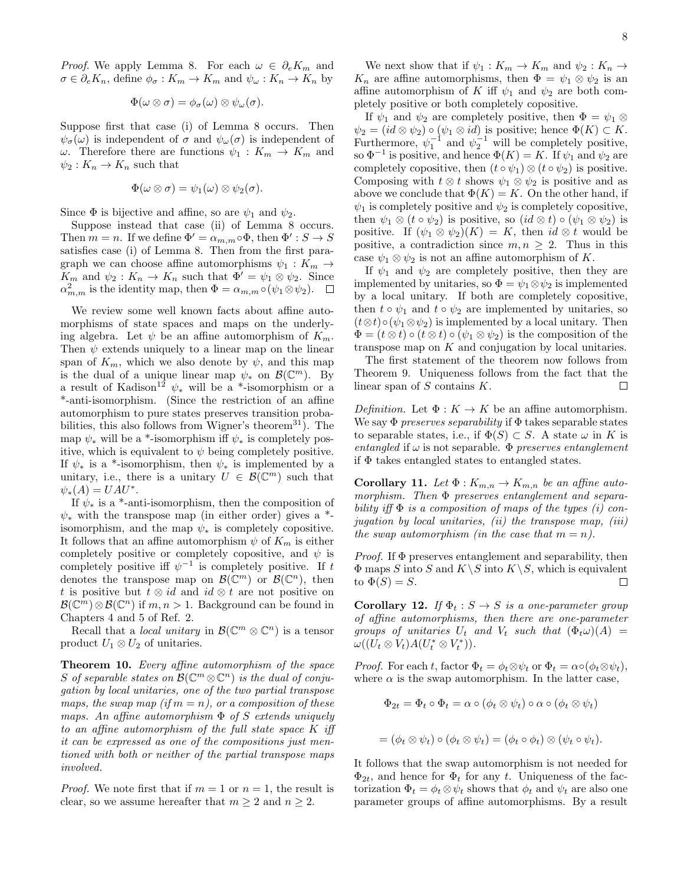*Proof.* We apply Lemma 8. For each $\omega \in \partial_e K_m$ and $\sigma \in \partial_e K_n$, define $\phi_\sigma : K_m \to K_m$ and $\psi_\omega : K_n \to K_n$ by

$$\Phi(\omega \otimes \sigma) = \phi_\sigma(\omega) \otimes \psi_\omega(\sigma).$$

Suppose first that case (i) of Lemma 8 occurs. Then $\psi_\sigma(\omega)$ is independent of $\sigma$ and $\psi_\omega(\sigma)$ is independent of $\omega$. Therefore there are functions $\psi_1 : K_m \to K_m$ and $\psi_2 : K_n \to K_n$ such that

$$\Phi(\omega \otimes \sigma) = \psi_1(\omega) \otimes \psi_2(\sigma).$$

Since $\Phi$ is bijective and affine, so are $\psi_1$ and $\psi_2$.

Suppose instead that case (ii) of Lemma 8 occurs. Then $m = n$. If we define $\Phi' = \alpha_{m,m} \circ \Phi$, then $\Phi' : S \to S$ satisfies case (i) of Lemma 8. Then from the first paragraph we can choose affine automorphisms $\psi_1 : K_m \to K_m$ and $\psi_2 : K_n \to K_n$ such that $\Phi' = \psi_1 \otimes \psi_2$. Since $\alpha_{m,m}^2$ is the identity map, then $\Phi = \alpha_{m,m} \circ (\psi_1 \otimes \psi_2)$. $\square$

We review some well known facts about affine automorphisms of state spaces and maps on the underlying algebra. Let $\psi$ be an affine automorphism of $K_m$. Then $\psi$ extends uniquely to a linear map on the linear span of $K_m$, which we also denote by $\psi$, and this map is the dual of a unique linear map $\psi_*$ on $\mathcal{B}(\mathbb{C}^m)$. By a result of Kadison[12] $\psi_*$ will be a *-isomorphism or a *-anti-isomorphism. (Since the restriction of an affine automorphism to pure states preserves transition probabilities, this also follows from Wigner's theorem[31]). The map $\psi_*$ will be a *-isomorphism iff $\psi_*$ is completely positive, which is equivalent to $\psi$ being completely positive. If $\psi_*$ is a *-isomorphism, then $\psi_*$ is implemented by a unitary, i.e., there is a unitary $U \in \mathcal{B}(\mathbb{C}^m)$ such that $\psi_*(A) = UAU^*$.

If $\psi_*$ is a *-anti-isomorphism, then the composition of $\psi_*$ with the transpose map (in either order) gives a *-isomorphism, and the map $\psi_*$ is completely copositive. It follows that an affine automorphism $\psi$ of $K_m$ is either completely positive or completely copositive, and $\psi$ is completely positive iff $\psi^{-1}$ is completely positive. If $t$ denotes the transpose map on $\mathcal{B}(\mathbb{C}^m)$ or $\mathcal{B}(\mathbb{C}^n)$, then $t$ is positive but $t \otimes id$ and $id \otimes t$ are not positive on $\mathcal{B}(\mathbb{C}^m) \otimes \mathcal{B}(\mathbb{C}^n)$ if $m, n > 1$. Background can be found in Chapters 4 and 5 of Ref. 2.

Recall that a *local unitary* in $\mathcal{B}(\mathbb{C}^m \otimes \mathbb{C}^n)$ is a tensor product $U_1 \otimes U_2$ of unitaries.

**Theorem 10.** *Every affine automorphism of the space $S$ of separable states on $\mathcal{B}(\mathbb{C}^m \otimes \mathbb{C}^n)$ is the dual of conjugation by local unitaries, one of the two partial transpose maps, the swap map (if $m = n$), or a composition of these maps. An affine automorphism $\Phi$ of $S$ extends uniquely to an affine automorphism of the full state space $K$ iff it can be expressed as one of the compositions just mentioned with both or neither of the partial transpose maps involved.*

*Proof.* We note first that if $m = 1$ or $n = 1$, the result is clear, so we assume hereafter that $m \geq 2$ and $n \geq 2$.

We next show that if $\psi_1 : K_m \to K_m$ and $\psi_2 : K_n \to K_n$ are affine automorphisms, then $\Phi = \psi_1 \otimes \psi_2$ is an affine automorphism of $K$ iff $\psi_1$ and $\psi_2$ are both completely positive or both completely copositive.

If $\psi_1$ and $\psi_2$ are completely positive, then $\Phi = \psi_1 \otimes \psi_2 = (id \otimes \psi_2) \circ (\psi_1 \otimes id)$ is positive; hence $\Phi(K) \subset K$. Furthermore, $\psi_1^{-1}$ and $\psi_2^{-1}$ will be completely positive, so $\Phi^{-1}$ is positive, and hence $\Phi(K) = K$. If $\psi_1$ and $\psi_2$ are completely copositive, then $(t \circ \psi_1) \otimes (t \circ \psi_2)$ is positive. Composing with $t \otimes t$ shows $\psi_1 \otimes \psi_2$ is positive and as above we conclude that $\Phi(K) = K$. On the other hand, if $\psi_1$ is completely positive and $\psi_2$ is completely copositive, then $\psi_1 \otimes (t \circ \psi_2)$ is positive, so $(id \otimes t) \circ (\psi_1 \otimes \psi_2)$ is positive. If $(\psi_1 \otimes \psi_2)(K) = K$, then $id \otimes t$ would be positive, a contradiction since $m, n \geq 2$. Thus in this case $\psi_1 \otimes \psi_2$ is not an affine automorphism of $K$.

If $\psi_1$ and $\psi_2$ are completely positive, then they are implemented by unitaries, so $\Phi = \psi_1 \otimes \psi_2$ is implemented by a local unitary. If both are completely copositive, then $t \circ \psi_1$ and $t \circ \psi_2$ are implemented by unitaries, so $(t \otimes t) \circ (\psi_1 \otimes \psi_2)$ is implemented by a local unitary. Then $\Phi = (t \otimes t) \circ (t \otimes t) \circ (\psi_1 \otimes \psi_2)$ is the composition of the transpose map on $K$ and conjugation by local unitaries.

The first statement of the theorem now follows from Theorem 9. Uniqueness follows from the fact that the linear span of $S$ contains $K$. $\square$

*Definition.* Let $\Phi : K \to K$ be an affine automorphism. We say $\Phi$ *preserves separability* if $\Phi$ takes separable states to separable states, i.e., if $\Phi(S) \subset S$. A state $\omega$ in $K$ is *entangled* if $\omega$ is not separable. $\Phi$ *preserves entanglement* if $\Phi$ takes entangled states to entangled states.

**Corollary 11.** *Let $\Phi : K_{m,n} \to K_{m,n}$ be an affine automorphism. Then $\Phi$ preserves entanglement and separability iff $\Phi$ is a composition of maps of the types (i) conjugation by local unitaries, (ii) the transpose map, (iii) the swap automorphism (in the case that $m = n$).*

*Proof.* If $\Phi$ preserves entanglement and separability, then $\Phi$ maps $S$ into $S$ and $K \setminus S$ into $K \setminus S$, which is equivalent to $\Phi(S) = S$. $\square$

**Corollary 12.** *If $\Phi_t : S \to S$ is a one-parameter group of affine automorphisms, then there are one-parameter groups of unitaries $U_t$ and $V_t$ such that $(\Phi_t \omega)(A) = \omega((U_t \otimes V_t)A(U_t^* \otimes V_t^*))$.*

*Proof.* For each $t$, factor $\Phi_t = \phi_t \otimes \psi_t$ or $\Phi_t = \alpha \circ (\phi_t \otimes \psi_t)$, where $\alpha$ is the swap automorphism. In the latter case,

$$\Phi_{2t} = \Phi_t \circ \Phi_t = \alpha \circ (\phi_t \otimes \psi_t) \circ \alpha \circ (\phi_t \otimes \psi_t)$$

$$= (\phi_t \otimes \psi_t) \circ (\phi_t \otimes \psi_t) = (\phi_t \circ \phi_t) \otimes (\psi_t \circ \psi_t).$$

It follows that the swap automorphism is not needed for $\Phi_{2t}$, and hence for $\Phi_t$ for any $t$. Uniqueness of the factorization $\Phi_t = \phi_t \otimes \psi_t$ shows that $\phi_t$ and $\psi_t$ are also one parameter groups of affine automorphisms. By a result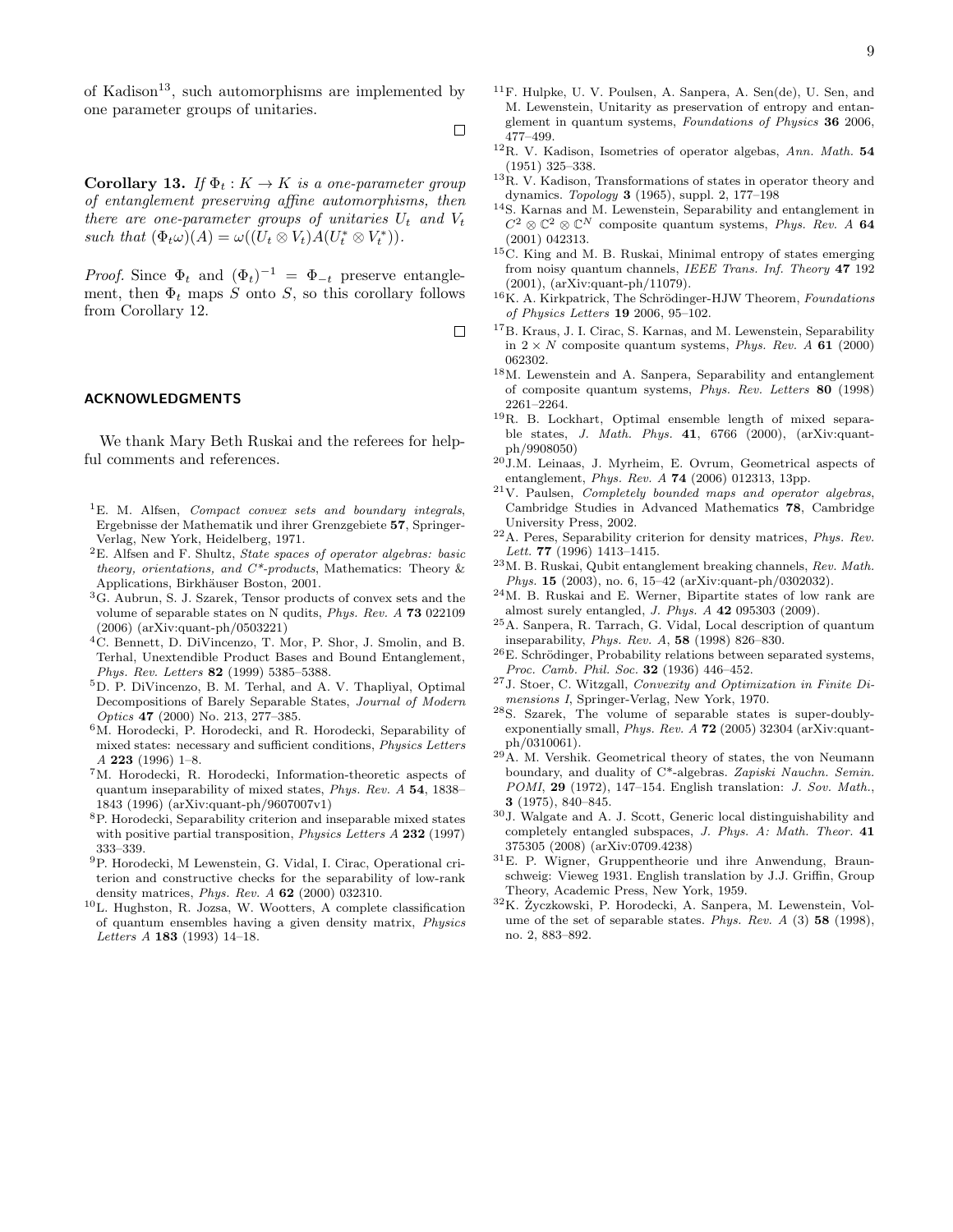of Kadison[13], such automorphisms are implemented by one parameter groups of unitaries.

□

**Corollary 13.** *If $\Phi_t : K \to K$ is a one-parameter group of entanglement preserving affine automorphisms, then there are one-parameter groups of unitaries $U_t$ and $V_t$ such that $(\Phi_t\omega)(A) = \omega((U_t \otimes V_t)A(U_t^* \otimes V_t^*))$.*

*Proof.* Since $\Phi_t$ and $(\Phi_t)^{-1} = \Phi_{-t}$ preserve entanglement, then $\Phi_t$ maps $S$ onto $S$, so this corollary follows from Corollary 12.

□

## ACKNOWLEDGMENTS

We thank Mary Beth Ruskai and the referees for helpful comments and references.

[1] E. M. Alfsen, *Compact convex sets and boundary integrals*, Ergebnisse der Mathematik und ihrer Grenzgebiete **57**, Springer-Verlag, New York, Heidelberg, 1971.

[2] E. Alfsen and F. Shultz, *State spaces of operator algebras: basic theory, orientations, and C\*-products*, Mathematics: Theory & Applications, Birkhäuser Boston, 2001.

[3] G. Aubrun, S. J. Szarek, Tensor products of convex sets and the volume of separable states on N qudits, *Phys. Rev. A* **73** 022109 (2006) (arXiv:quant-ph/0503221)

[4] C. Bennett, D. DiVincenzo, T. Mor, P. Shor, J. Smolin, and B. Terhal, Unextendible Product Bases and Bound Entanglement, *Phys. Rev. Letters* **82** (1999) 5385–5388.

[5] D. P. DiVincenzo, B. M. Terhal, and A. V. Thapliyal, Optimal Decompositions of Barely Separable States, *Journal of Modern Optics* **47** (2000) No. 213, 277–385.

[6] M. Horodecki, P. Horodecki, and R. Horodecki, Separability of mixed states: necessary and sufficient conditions, *Physics Letters A* **223** (1996) 1–8.

[7] M. Horodecki, R. Horodecki, Information-theoretic aspects of quantum inseparability of mixed states, *Phys. Rev. A* **54**, 1838–1843 (1996) (arXiv:quant-ph/9607007v1)

[8] P. Horodecki, Separability criterion and inseparable mixed states with positive partial transposition, *Physics Letters A* **232** (1997) 333–339.

[9] P. Horodecki, M Lewenstein, G. Vidal, I. Cirac, Operational criterion and constructive checks for the separability of low-rank density matrices, *Phys. Rev. A* **62** (2000) 032310.

[10] L. Hughston, R. Jozsa, W. Wootters, A complete classification of quantum ensembles having a given density matrix, *Physics Letters A* **183** (1993) 14–18.

[11] F. Hulpke, U. V. Poulsen, A. Sanpera, A. Sen(de), U. Sen, and M. Lewenstein, Unitarity as preservation of entropy and entanglement in quantum systems, *Foundations of Physics* **36** 2006, 477–499.

[12] R. V. Kadison, Isometries of operator algebras, *Ann. Math.* **54** (1951) 325–338.

[13] R. V. Kadison, Transformations of states in operator theory and dynamics. *Topology* **3** (1965), suppl. 2, 177–198

[14] S. Karnas and M. Lewenstein, Separability and entanglement in $C^2 \otimes \mathbb{C}^2 \otimes \mathbb{C}^N$ composite quantum systems, *Phys. Rev. A* **64** (2001) 042313.

[15] C. King and M. B. Ruskai, Minimal entropy of states emerging from noisy quantum channels, *IEEE Trans. Inf. Theory* **47** 192 (2001), (arXiv:quant-ph/11079).

[16] K. A. Kirkpatrick, The Schrödinger-HJW Theorem, *Foundations of Physics Letters* **19** 2006, 95–102.

[17] B. Kraus, J. I. Cirac, S. Karnas, and M. Lewenstein, Separability in $2 \times N$ composite quantum systems, *Phys. Rev. A* **61** (2000) 062302.

[18] M. Lewenstein and A. Sanpera, Separability and entanglement of composite quantum systems, *Phys. Rev. Letters* **80** (1998) 2261–2264.

[19] R. B. Lockhart, Optimal ensemble length of mixed separable states, *J. Math. Phys.* **41**, 6766 (2000), (arXiv:quant-ph/9908050)

[20] J.M. Leinaas, J. Myrheim, E. Ovrum, Geometrical aspects of entanglement, *Phys. Rev. A* **74** (2006) 012313, 13pp.

[21] V. Paulsen, *Completely bounded maps and operator algebras*, Cambridge Studies in Advanced Mathematics **78**, Cambridge University Press, 2002.

[22] A. Peres, Separability criterion for density matrices, *Phys. Rev. Lett.* **77** (1996) 1413–1415.

[23] M. B. Ruskai, Qubit entanglement breaking channels, *Rev. Math. Phys.* **15** (2003), no. 6, 15–42 (arXiv:quant-ph/0302032).

[24] M. B. Ruskai and E. Werner, Bipartite states of low rank are almost surely entangled, *J. Phys. A* **42** 095303 (2009).

[25] A. Sanpera, R. Tarrach, G. Vidal, Local description of quantum inseparability, *Phys. Rev. A*, **58** (1998) 826–830.

[26] E. Schrödinger, Probability relations between separated systems, *Proc. Camb. Phil. Soc.* **32** (1936) 446–452.

[27] J. Stoer, C. Witzgall, *Convexity and Optimization in Finite Dimensions I*, Springer-Verlag, New York, 1970.

[28] S. Szarek, The volume of separable states is super-doubly-exponentially small, *Phys. Rev. A* **72** (2005) 32304 (arXiv:quant-ph/0310061).

[29] A. M. Vershik. Geometrical theory of states, the von Neumann boundary, and duality of C\*-algebras. *Zapiski Nauchn. Semin. POMI*, **29** (1972), 147–154. English translation: *J. Sov. Math.*, **3** (1975), 840–845.

[30] J. Walgate and A. J. Scott, Generic local distinguishability and completely entangled subspaces, *J. Phys. A: Math. Theor.* **41** 375305 (2008) (arXiv:0709.4238)

[31] E. P. Wigner, Gruppentheorie und ihre Anwendung, Braunschweig: Vieweg 1931. English translation by J.J. Griffin, Group Theory, Academic Press, New York, 1959.

[32] K. Życzkowski, P. Horodecki, A. Sanpera, M. Lewenstein, Volume of the set of separable states. *Phys. Rev. A* (3) **58** (1998), no. 2, 883–892.